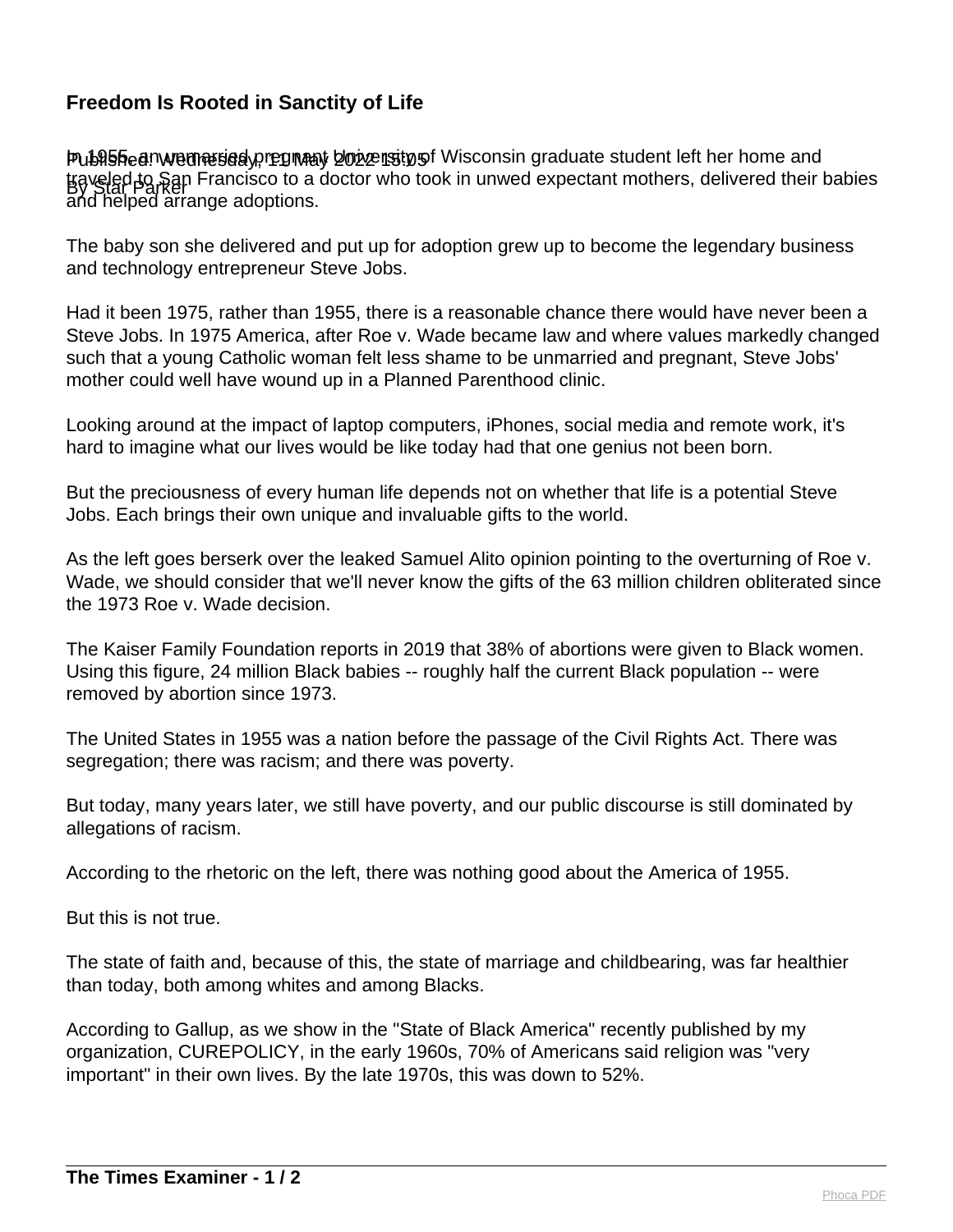# Freedom Is Rooted in Sanctity of Life

Published: Wednesday, 11 May 2022 15:05
By Star Parker

In 1955, an unmarried pregnant University of Wisconsin graduate student left her home and traveled to San Francisco to a doctor who took in unwed expectant mothers, delivered their babies and helped arrange adoptions.

The baby son she delivered and put up for adoption grew up to become the legendary business and technology entrepreneur Steve Jobs.

Had it been 1975, rather than 1955, there is a reasonable chance there would have never been a Steve Jobs. In 1975 America, after Roe v. Wade became law and where values markedly changed such that a young Catholic woman felt less shame to be unmarried and pregnant, Steve Jobs' mother could well have wound up in a Planned Parenthood clinic.

Looking around at the impact of laptop computers, iPhones, social media and remote work, it's hard to imagine what our lives would be like today had that one genius not been born.

But the preciousness of every human life depends not on whether that life is a potential Steve Jobs. Each brings their own unique and invaluable gifts to the world.

As the left goes berserk over the leaked Samuel Alito opinion pointing to the overturning of Roe v. Wade, we should consider that we'll never know the gifts of the 63 million children obliterated since the 1973 Roe v. Wade decision.

The Kaiser Family Foundation reports in 2019 that 38% of abortions were given to Black women. Using this figure, 24 million Black babies -- roughly half the current Black population -- were removed by abortion since 1973.

The United States in 1955 was a nation before the passage of the Civil Rights Act. There was segregation; there was racism; and there was poverty.

But today, many years later, we still have poverty, and our public discourse is still dominated by allegations of racism.

According to the rhetoric on the left, there was nothing good about the America of 1955.

But this is not true.

The state of faith and, because of this, the state of marriage and childbearing, was far healthier than today, both among whites and among Blacks.

According to Gallup, as we show in the "State of Black America" recently published by my organization, CUREPOLICY, in the early 1960s, 70% of Americans said religion was "very important" in their own lives. By the late 1970s, this was down to 52%.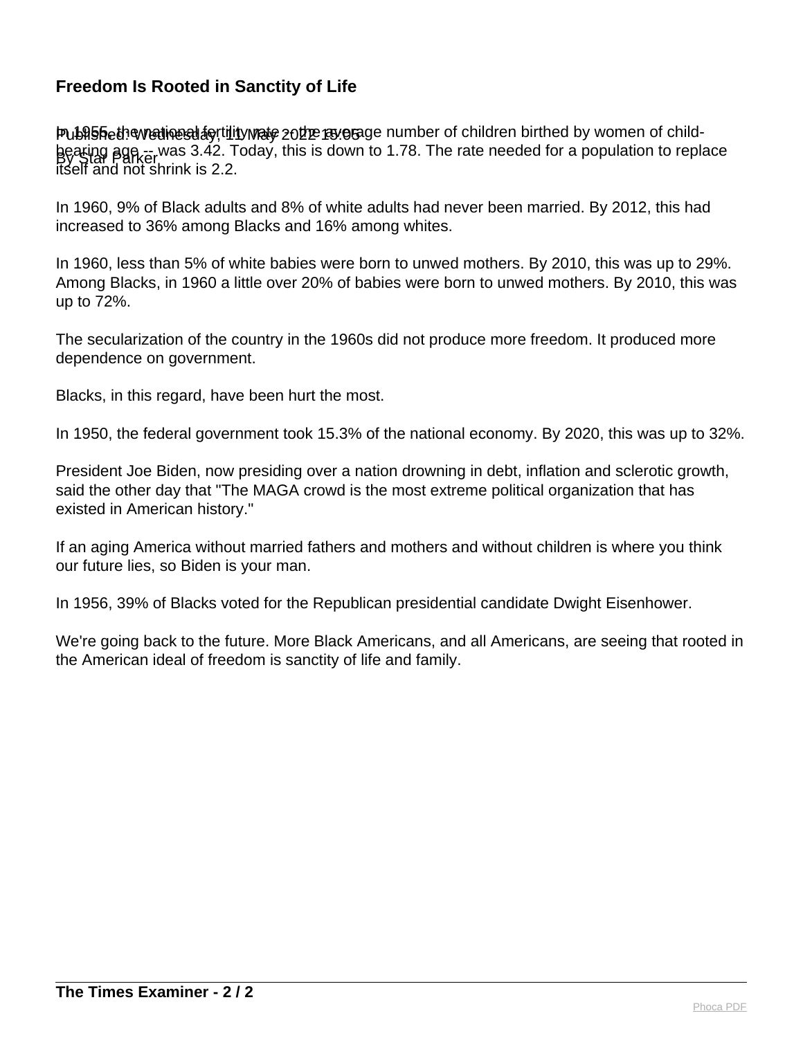## Freedom Is Rooted in Sanctity of Life

Published: Wednesday, 11 May 2022 15:05

By Star Parker

In 1955, the national fertility rate -- the average number of children birthed by women of child-bearing age -- was 3.42. Today, this is down to 1.78. The rate needed for a population to replace itself and not shrink is 2.2.

In 1960, 9% of Black adults and 8% of white adults had never been married. By 2012, this had increased to 36% among Blacks and 16% among whites.

In 1960, less than 5% of white babies were born to unwed mothers. By 2010, this was up to 29%. Among Blacks, in 1960 a little over 20% of babies were born to unwed mothers. By 2010, this was up to 72%.

The secularization of the country in the 1960s did not produce more freedom. It produced more dependence on government.

Blacks, in this regard, have been hurt the most.

In 1950, the federal government took 15.3% of the national economy. By 2020, this was up to 32%.

President Joe Biden, now presiding over a nation drowning in debt, inflation and sclerotic growth, said the other day that "The MAGA crowd is the most extreme political organization that has existed in American history."

If an aging America without married fathers and mothers and without children is where you think our future lies, so Biden is your man.

In 1956, 39% of Blacks voted for the Republican presidential candidate Dwight Eisenhower.

We're going back to the future. More Black Americans, and all Americans, are seeing that rooted in the American ideal of freedom is sanctity of life and family.